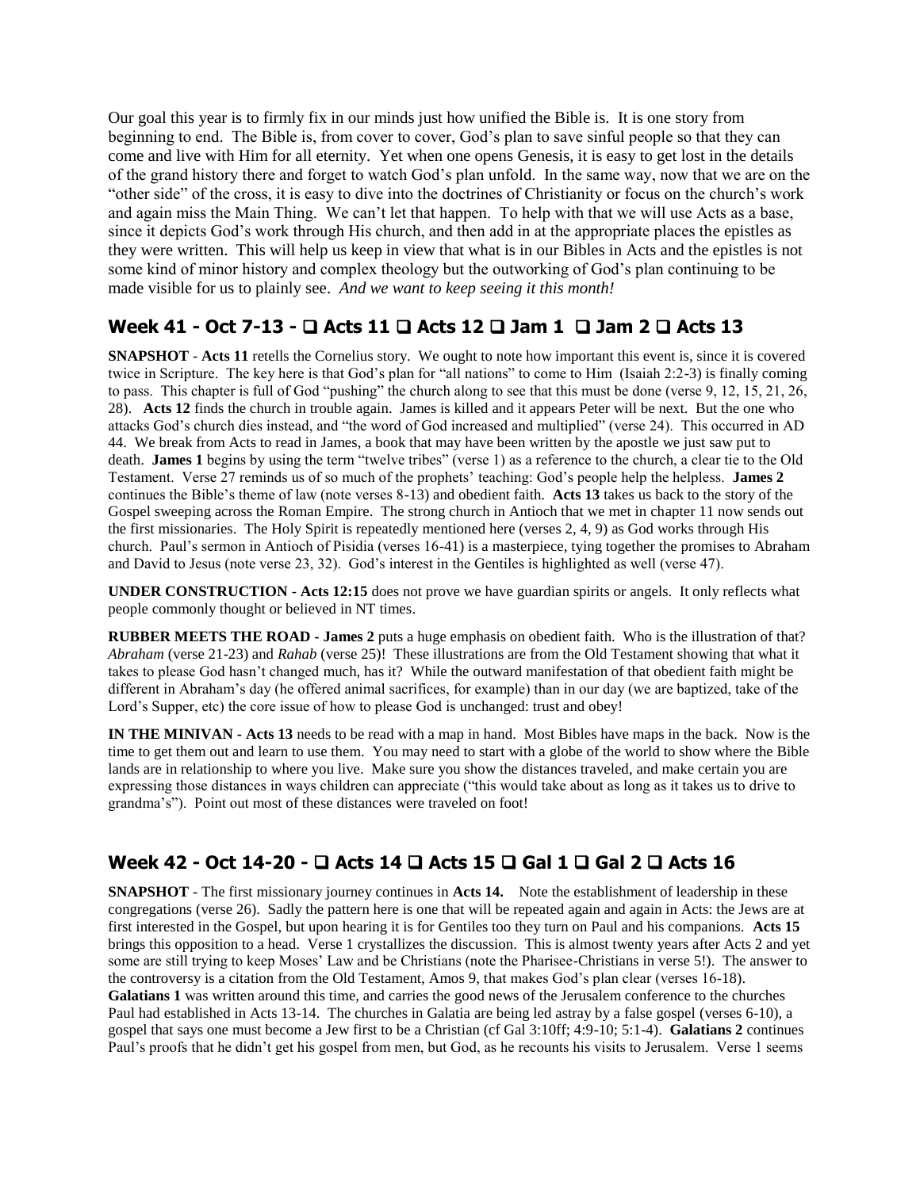Our goal this year is to firmly fix in our minds just how unified the Bible is. It is one story from beginning to end. The Bible is, from cover to cover, God's plan to save sinful people so that they can come and live with Him for all eternity. Yet when one opens Genesis, it is easy to get lost in the details of the grand history there and forget to watch God's plan unfold. In the same way, now that we are on the "other side" of the cross, it is easy to dive into the doctrines of Christianity or focus on the church's work and again miss the Main Thing. We can't let that happen. To help with that we will use Acts as a base, since it depicts God's work through His church, and then add in at the appropriate places the epistles as they were written. This will help us keep in view that what is in our Bibles in Acts and the epistles is not some kind of minor history and complex theology but the outworking of God's plan continuing to be made visible for us to plainly see. *And we want to keep seeing it this month!*

## Week 41 - Oct 7-13 - ❑ Acts 11 ❑ Acts 12 ❑ Jam 1 ❑ Jam 2 ❑ Acts 13

**SNAPSHOT** - **Acts 11** retells the Cornelius story. We ought to note how important this event is, since it is covered twice in Scripture. The key here is that God's plan for "all nations" to come to Him (Isaiah 2:2-3) is finally coming to pass. This chapter is full of God "pushing" the church along to see that this must be done (verse 9, 12, 15, 21, 26, 28). **Acts 12** finds the church in trouble again. James is killed and it appears Peter will be next. But the one who attacks God's church dies instead, and "the word of God increased and multiplied" (verse 24). This occurred in AD 44. We break from Acts to read in James, a book that may have been written by the apostle we just saw put to death. **James 1** begins by using the term "twelve tribes" (verse 1) as a reference to the church, a clear tie to the Old Testament. Verse 27 reminds us of so much of the prophets' teaching: God's people help the helpless. **James 2** continues the Bible's theme of law (note verses 8-13) and obedient faith. **Acts 13** takes us back to the story of the Gospel sweeping across the Roman Empire. The strong church in Antioch that we met in chapter 11 now sends out the first missionaries. The Holy Spirit is repeatedly mentioned here (verses 2, 4, 9) as God works through His church. Paul's sermon in Antioch of Pisidia (verses 16-41) is a masterpiece, tying together the promises to Abraham and David to Jesus (note verse 23, 32). God's interest in the Gentiles is highlighted as well (verse 47).

**UNDER CONSTRUCTION** - **Acts 12:15** does not prove we have guardian spirits or angels. It only reflects what people commonly thought or believed in NT times.

**RUBBER MEETS THE ROAD** - **James 2** puts a huge emphasis on obedient faith. Who is the illustration of that? *Abraham* (verse 21-23) and *Rahab* (verse 25)! These illustrations are from the Old Testament showing that what it takes to please God hasn't changed much, has it? While the outward manifestation of that obedient faith might be different in Abraham's day (he offered animal sacrifices, for example) than in our day (we are baptized, take of the Lord's Supper, etc) the core issue of how to please God is unchanged: trust and obey!

**IN THE MINIVAN** - **Acts 13** needs to be read with a map in hand. Most Bibles have maps in the back. Now is the time to get them out and learn to use them. You may need to start with a globe of the world to show where the Bible lands are in relationship to where you live. Make sure you show the distances traveled, and make certain you are expressing those distances in ways children can appreciate ("this would take about as long as it takes us to drive to grandma's"). Point out most of these distances were traveled on foot!

## Week 42 - Oct 14-20 - ❑ Acts 14 ❑ Acts 15 ❑ Gal 1 ❑ Gal 2 ❑ Acts 16

**SNAPSHOT** - The first missionary journey continues in **Acts 14.** Note the establishment of leadership in these congregations (verse 26). Sadly the pattern here is one that will be repeated again and again in Acts: the Jews are at first interested in the Gospel, but upon hearing it is for Gentiles too they turn on Paul and his companions. **Acts 15** brings this opposition to a head. Verse 1 crystallizes the discussion. This is almost twenty years after Acts 2 and yet some are still trying to keep Moses' Law and be Christians (note the Pharisee-Christians in verse 5!). The answer to the controversy is a citation from the Old Testament, Amos 9, that makes God's plan clear (verses 16-18). **Galatians 1** was written around this time, and carries the good news of the Jerusalem conference to the churches Paul had established in Acts 13-14. The churches in Galatia are being led astray by a false gospel (verses 6-10), a gospel that says one must become a Jew first to be a Christian (cf Gal 3:10ff; 4:9-10; 5:1-4). **Galatians 2** continues Paul's proofs that he didn't get his gospel from men, but God, as he recounts his visits to Jerusalem. Verse 1 seems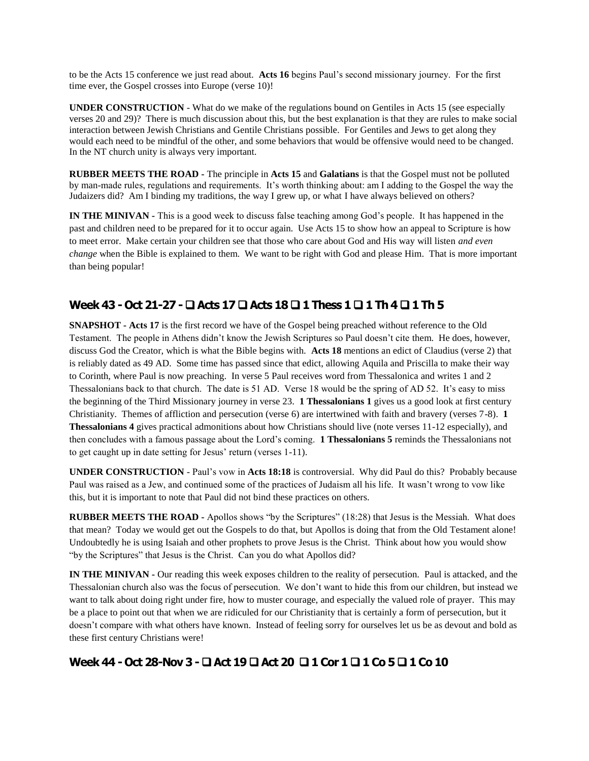to be the Acts 15 conference we just read about. **Acts 16** begins Paul's second missionary journey. For the first time ever, the Gospel crosses into Europe (verse 10)!

**UNDER CONSTRUCTION** - What do we make of the regulations bound on Gentiles in Acts 15 (see especially verses 20 and 29)? There is much discussion about this, but the best explanation is that they are rules to make social interaction between Jewish Christians and Gentile Christians possible. For Gentiles and Jews to get along they would each need to be mindful of the other, and some behaviors that would be offensive would need to be changed. In the NT church unity is always very important.

**RUBBER MEETS THE ROAD -** The principle in **Acts 15** and **Galatians** is that the Gospel must not be polluted by man-made rules, regulations and requirements. It's worth thinking about: am I adding to the Gospel the way the Judaizers did? Am I binding my traditions, the way I grew up, or what I have always believed on others?

**IN THE MINIVAN -** This is a good week to discuss false teaching among God's people. It has happened in the past and children need to be prepared for it to occur again. Use Acts 15 to show how an appeal to Scripture is how to meet error. Make certain your children see that those who care about God and His way will listen *and even change* when the Bible is explained to them. We want to be right with God and please Him. That is more important than being popular!

## Week 43 - Oct 21-27 - ❑ Acts 17 ❑ Acts 18 ❑ 1 Thess 1 ❑ 1 Th 4 ❑ 1 Th 5

**SNAPSHOT - Acts 17** is the first record we have of the Gospel being preached without reference to the Old Testament. The people in Athens didn't know the Jewish Scriptures so Paul doesn't cite them. He does, however, discuss God the Creator, which is what the Bible begins with. **Acts 18** mentions an edict of Claudius (verse 2) that is reliably dated as 49 AD. Some time has passed since that edict, allowing Aquila and Priscilla to make their way to Corinth, where Paul is now preaching. In verse 5 Paul receives word from Thessalonica and writes 1 and 2 Thessalonians back to that church. The date is 51 AD. Verse 18 would be the spring of AD 52. It's easy to miss the beginning of the Third Missionary journey in verse 23. **1 Thessalonians 1** gives us a good look at first century Christianity. Themes of affliction and persecution (verse 6) are intertwined with faith and bravery (verses 7-8). **1 Thessalonians 4** gives practical admonitions about how Christians should live (note verses 11-12 especially), and then concludes with a famous passage about the Lord's coming. **1 Thessalonians 5** reminds the Thessalonians not to get caught up in date setting for Jesus' return (verses 1-11).

**UNDER CONSTRUCTION** - Paul's vow in **Acts 18:18** is controversial. Why did Paul do this? Probably because Paul was raised as a Jew, and continued some of the practices of Judaism all his life. It wasn't wrong to vow like this, but it is important to note that Paul did not bind these practices on others.

**RUBBER MEETS THE ROAD -** Apollos shows "by the Scriptures" (18:28) that Jesus is the Messiah. What does that mean? Today we would get out the Gospels to do that, but Apollos is doing that from the Old Testament alone! Undoubtedly he is using Isaiah and other prophets to prove Jesus is the Christ. Think about how you would show "by the Scriptures" that Jesus is the Christ. Can you do what Apollos did?

**IN THE MINIVAN -** Our reading this week exposes children to the reality of persecution. Paul is attacked, and the Thessalonian church also was the focus of persecution. We don't want to hide this from our children, but instead we want to talk about doing right under fire, how to muster courage, and especially the valued role of prayer. This may be a place to point out that when we are ridiculed for our Christianity that is certainly a form of persecution, but it doesn't compare with what others have known. Instead of feeling sorry for ourselves let us be as devout and bold as these first century Christians were!

## Week 44 - Oct 28-Nov 3 - ❑ Act 19 ❑ Act 20 ❑ 1 Cor 1 ❑ 1 Co 5 ❑ 1 Co 10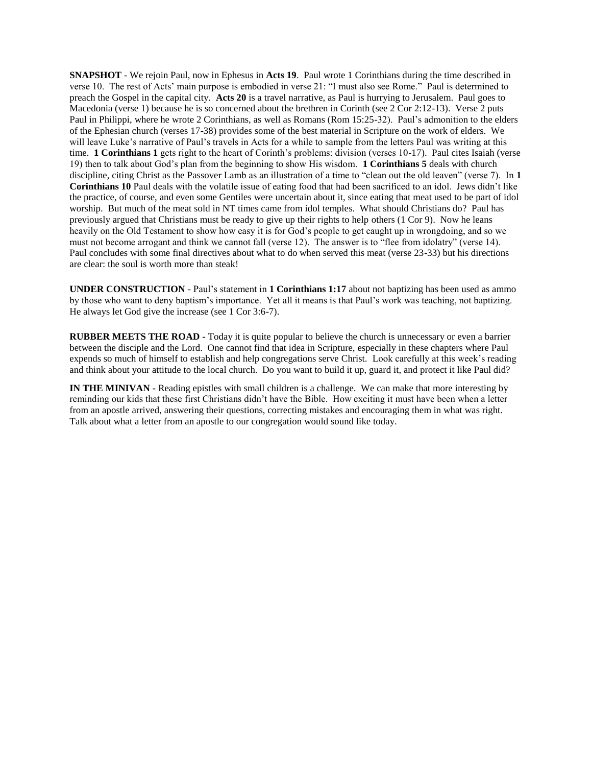**SNAPSHOT** - We rejoin Paul, now in Ephesus in **Acts 19**. Paul wrote 1 Corinthians during the time described in verse 10. The rest of Acts' main purpose is embodied in verse 21: "I must also see Rome." Paul is determined to preach the Gospel in the capital city. **Acts 20** is a travel narrative, as Paul is hurrying to Jerusalem. Paul goes to Macedonia (verse 1) because he is so concerned about the brethren in Corinth (see 2 Cor 2:12-13). Verse 2 puts Paul in Philippi, where he wrote 2 Corinthians, as well as Romans (Rom 15:25-32). Paul's admonition to the elders of the Ephesian church (verses 17-38) provides some of the best material in Scripture on the work of elders. We will leave Luke's narrative of Paul's travels in Acts for a while to sample from the letters Paul was writing at this time. **1 Corinthians 1** gets right to the heart of Corinth's problems: division (verses 10-17). Paul cites Isaiah (verse 19) then to talk about God's plan from the beginning to show His wisdom. **1 Corinthians 5** deals with church discipline, citing Christ as the Passover Lamb as an illustration of a time to "clean out the old leaven" (verse 7). In **1 Corinthians 10** Paul deals with the volatile issue of eating food that had been sacrificed to an idol. Jews didn't like the practice, of course, and even some Gentiles were uncertain about it, since eating that meat used to be part of idol worship. But much of the meat sold in NT times came from idol temples. What should Christians do? Paul has previously argued that Christians must be ready to give up their rights to help others (1 Cor 9). Now he leans heavily on the Old Testament to show how easy it is for God's people to get caught up in wrongdoing, and so we must not become arrogant and think we cannot fall (verse 12). The answer is to "flee from idolatry" (verse 14). Paul concludes with some final directives about what to do when served this meat (verse 23-33) but his directions are clear: the soul is worth more than steak!

**UNDER CONSTRUCTION** - Paul's statement in **1 Corinthians 1:17** about not baptizing has been used as ammo by those who want to deny baptism's importance. Yet all it means is that Paul's work was teaching, not baptizing. He always let God give the increase (see 1 Cor 3:6-7).

**RUBBER MEETS THE ROAD -** Today it is quite popular to believe the church is unnecessary or even a barrier between the disciple and the Lord. One cannot find that idea in Scripture, especially in these chapters where Paul expends so much of himself to establish and help congregations serve Christ. Look carefully at this week's reading and think about your attitude to the local church. Do you want to build it up, guard it, and protect it like Paul did?

**IN THE MINIVAN -** Reading epistles with small children is a challenge. We can make that more interesting by reminding our kids that these first Christians didn't have the Bible. How exciting it must have been when a letter from an apostle arrived, answering their questions, correcting mistakes and encouraging them in what was right. Talk about what a letter from an apostle to our congregation would sound like today.